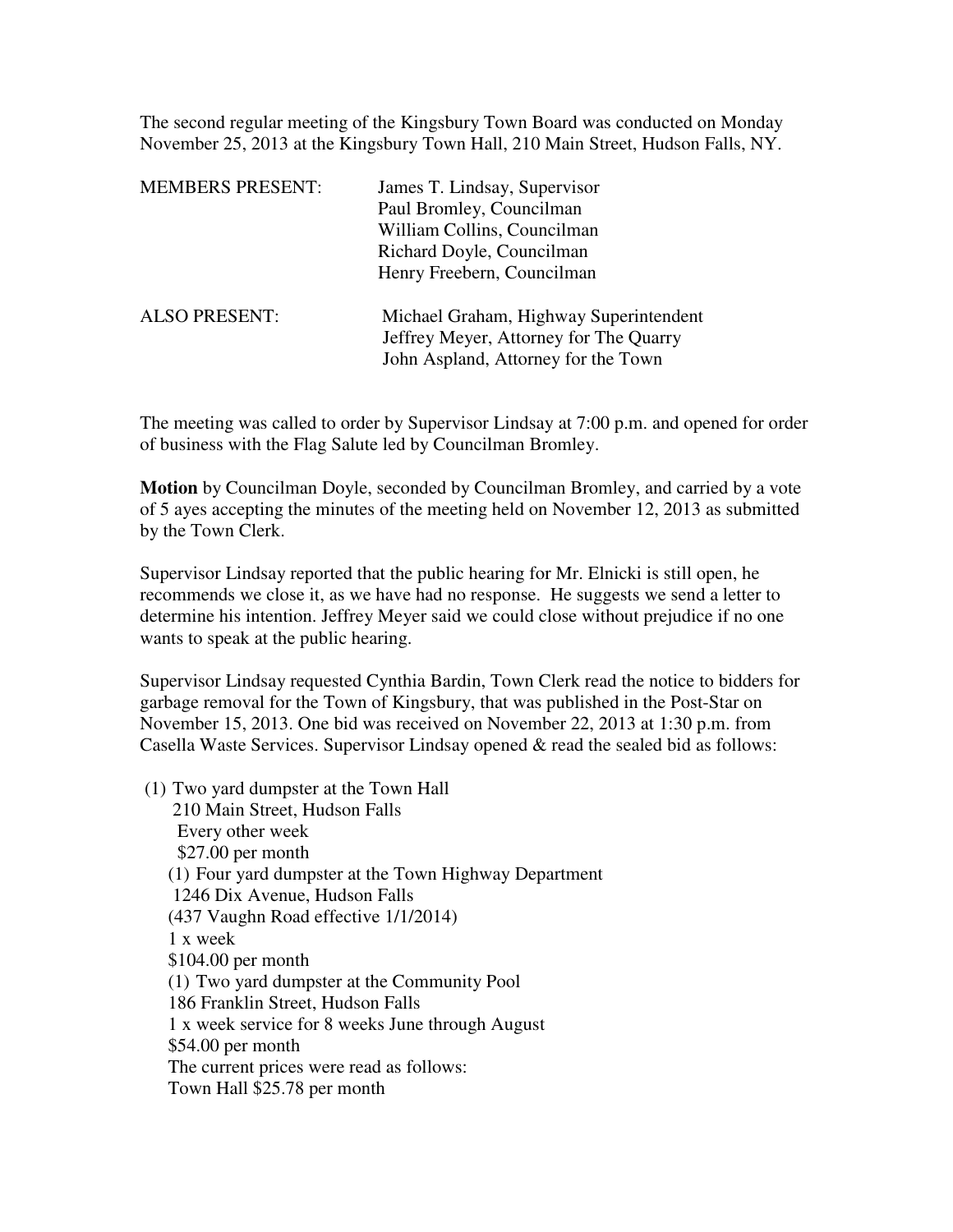The second regular meeting of the Kingsbury Town Board was conducted on Monday November 25, 2013 at the Kingsbury Town Hall, 210 Main Street, Hudson Falls, NY.

| | |
|---|---|
| MEMBERS PRESENT: | James T. Lindsay, Supervisor |
| | Paul Bromley, Councilman |
| | William Collins, Councilman |
| | Richard Doyle, Councilman |
| | Henry Freebern, Councilman |
| ALSO PRESENT: | Michael Graham, Highway Superintendent |
| | Jeffrey Meyer, Attorney for The Quarry |
| | John Aspland, Attorney for the Town |

The meeting was called to order by Supervisor Lindsay at 7:00 p.m. and opened for order of business with the Flag Salute led by Councilman Bromley.

**Motion** by Councilman Doyle, seconded by Councilman Bromley, and carried by a vote of 5 ayes accepting the minutes of the meeting held on November 12, 2013 as submitted by the Town Clerk.

Supervisor Lindsay reported that the public hearing for Mr. Elnicki is still open, he recommends we close it, as we have had no response. He suggests we send a letter to determine his intention. Jeffrey Meyer said we could close without prejudice if no one wants to speak at the public hearing.

Supervisor Lindsay requested Cynthia Bardin, Town Clerk read the notice to bidders for garbage removal for the Town of Kingsbury, that was published in the Post-Star on November 15, 2013. One bid was received on November 22, 2013 at 1:30 p.m. from Casella Waste Services. Supervisor Lindsay opened & read the sealed bid as follows:

(1) Two yard dumpster at the Town Hall
210 Main Street, Hudson Falls
Every other week
$27.00 per month
(1) Four yard dumpster at the Town Highway Department
1246 Dix Avenue, Hudson Falls
(437 Vaughn Road effective 1/1/2014)
1 x week
$104.00 per month
(1) Two yard dumpster at the Community Pool
186 Franklin Street, Hudson Falls
1 x week service for 8 weeks June through August
$54.00 per month
The current prices were read as follows:
Town Hall $25.78 per month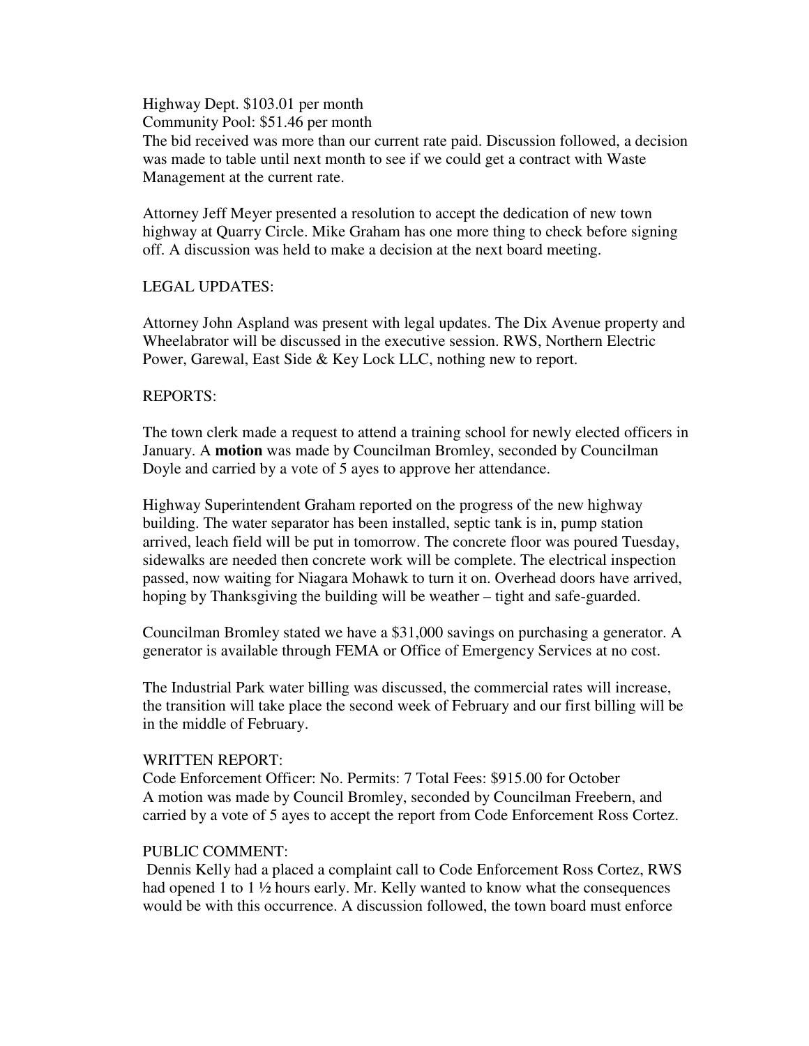Highway Dept. $103.01 per month
Community Pool: $51.46 per month
The bid received was more than our current rate paid. Discussion followed, a decision was made to table until next month to see if we could get a contract with Waste Management at the current rate.

Attorney Jeff Meyer presented a resolution to accept the dedication of new town highway at Quarry Circle. Mike Graham has one more thing to check before signing off. A discussion was held to make a decision at the next board meeting.

LEGAL UPDATES:

Attorney John Aspland was present with legal updates. The Dix Avenue property and Wheelabrator will be discussed in the executive session. RWS, Northern Electric Power, Garewal, East Side & Key Lock LLC, nothing new to report.

REPORTS:

The town clerk made a request to attend a training school for newly elected officers in January. A **motion** was made by Councilman Bromley, seconded by Councilman Doyle and carried by a vote of 5 ayes to approve her attendance.

Highway Superintendent Graham reported on the progress of the new highway building. The water separator has been installed, septic tank is in, pump station arrived, leach field will be put in tomorrow. The concrete floor was poured Tuesday, sidewalks are needed then concrete work will be complete. The electrical inspection passed, now waiting for Niagara Mohawk to turn it on. Overhead doors have arrived, hoping by Thanksgiving the building will be weather – tight and safe-guarded.

Councilman Bromley stated we have a $31,000 savings on purchasing a generator. A generator is available through FEMA or Office of Emergency Services at no cost.

The Industrial Park water billing was discussed, the commercial rates will increase, the transition will take place the second week of February and our first billing will be in the middle of February.

WRITTEN REPORT:
Code Enforcement Officer: No. Permits: 7 Total Fees: $915.00 for October
A motion was made by Council Bromley, seconded by Councilman Freebern, and carried by a vote of 5 ayes to accept the report from Code Enforcement Ross Cortez.

PUBLIC COMMENT:
Dennis Kelly had a placed a complaint call to Code Enforcement Ross Cortez, RWS had opened 1 to 1 ½ hours early. Mr. Kelly wanted to know what the consequences would be with this occurrence. A discussion followed, the town board must enforce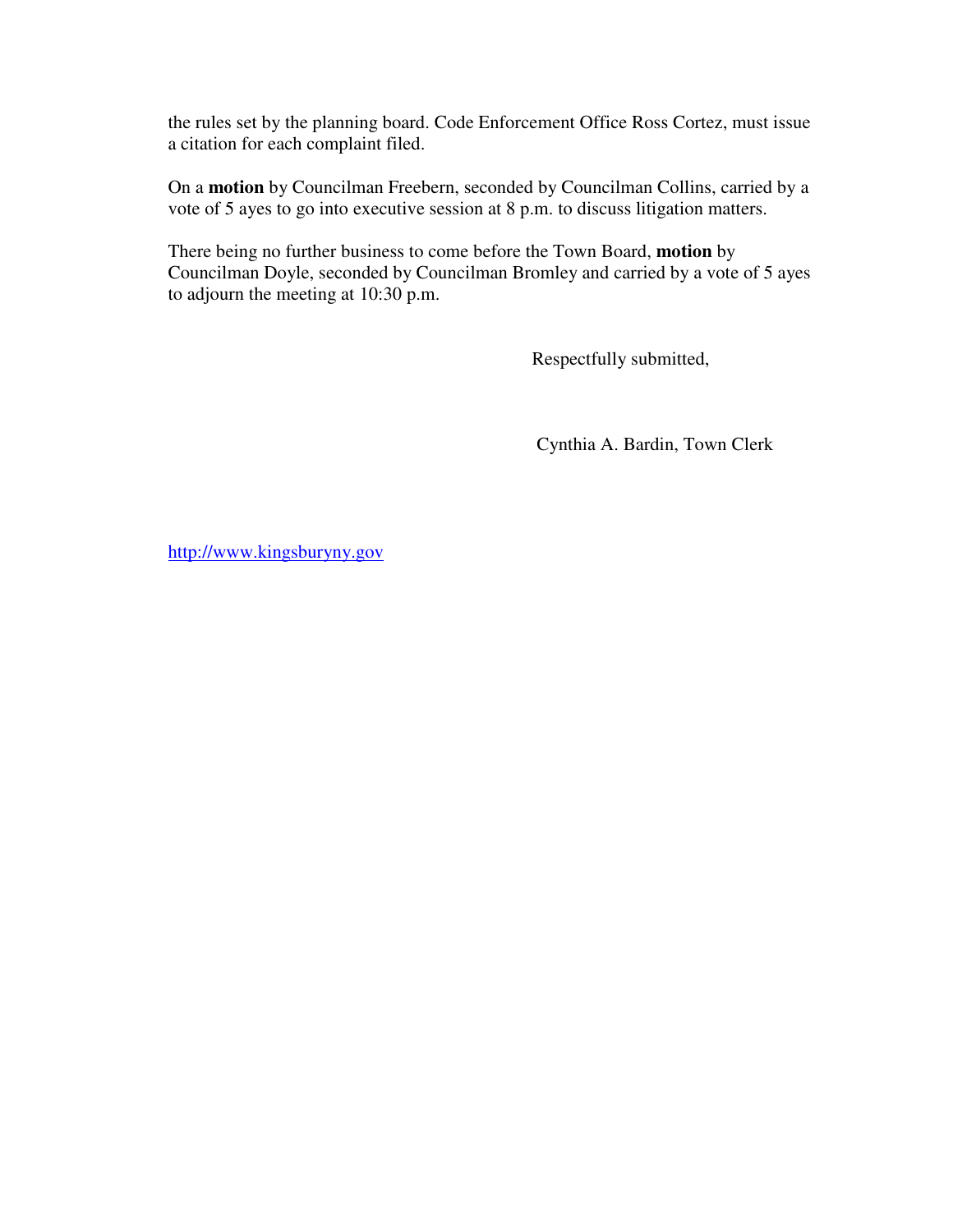the rules set by the planning board. Code Enforcement Office Ross Cortez, must issue a citation for each complaint filed.

On a **motion** by Councilman Freebern, seconded by Councilman Collins, carried by a vote of 5 ayes to go into executive session at 8 p.m. to discuss litigation matters.

There being no further business to come before the Town Board, **motion** by Councilman Doyle, seconded by Councilman Bromley and carried by a vote of 5 ayes to adjourn the meeting at 10:30 p.m.

Respectfully submitted,

Cynthia A. Bardin, Town Clerk

http://www.kingsburyny.gov